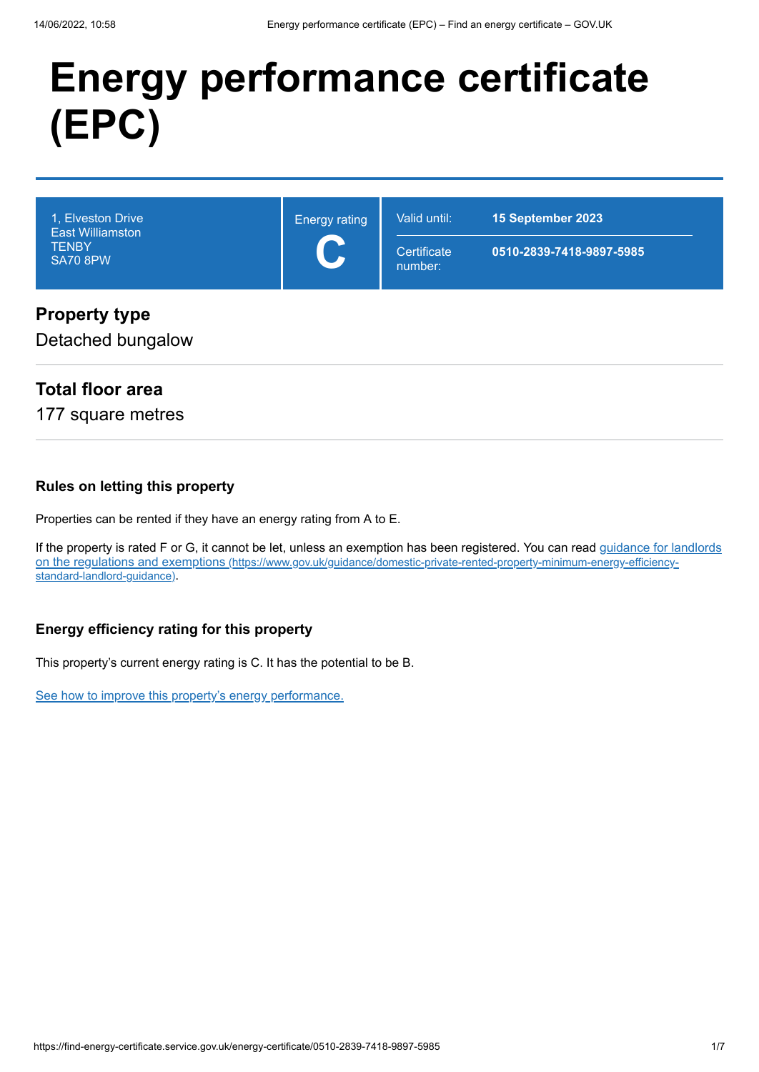# Energy performance certificate (EPC)

| 1, Elveston Drive<br>East Williamston<br>TENBY<br>SA70 8PW | Energy rating<br>**C** | Valid until: **15 September 2023**<br>Certificate number: **0510-2839-7418-9897-5985** |
| --- | --- | --- |

## Property type

Detached bungalow

## Total floor area

177 square metres

### Rules on letting this property

Properties can be rented if they have an energy rating from A to E.

If the property is rated F or G, it cannot be let, unless an exemption has been registered. You can read [guidance for landlords on the regulations and exemptions (https://www.gov.uk/guidance/domestic-private-rented-property-minimum-energy-efficiency-standard-landlord-guidance)](https://www.gov.uk/guidance/domestic-private-rented-property-minimum-energy-efficiency-standard-landlord-guidance).

### Energy efficiency rating for this property

This property's current energy rating is C. It has the potential to be B.

See how to improve this property's energy performance.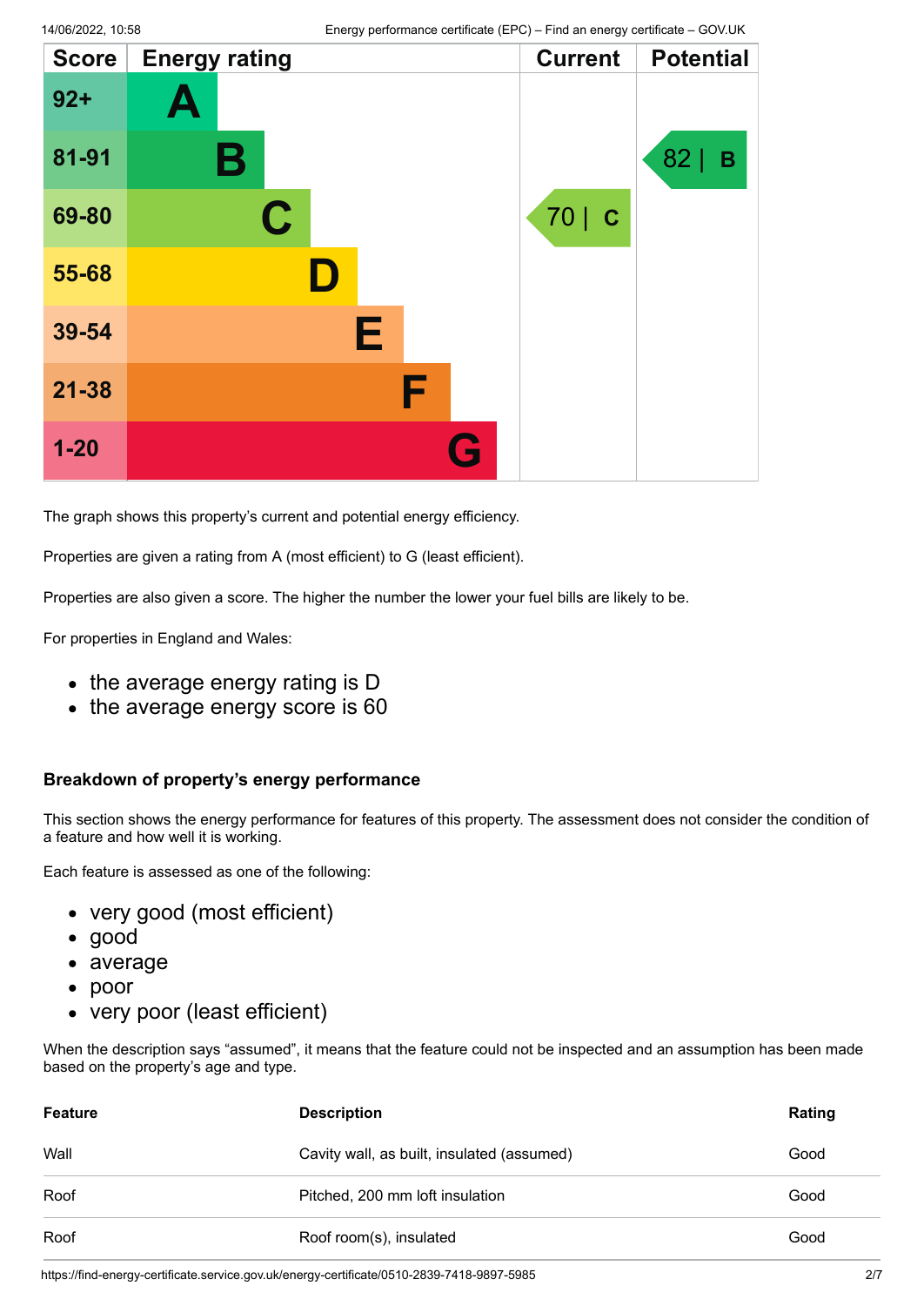| Score | Energy rating | Current | Potential |
|---|---|---|---|
| 92+ | A | | |
| 81-91 | B | | 82 \| B |
| 69-80 | C | 70 \| C | |
| 55-68 | D | | |
| 39-54 | E | | |
| 21-38 | F | | |
| 1-20 | G | | |

The graph shows this property's current and potential energy efficiency.

Properties are given a rating from A (most efficient) to G (least efficient).

Properties are also given a score. The higher the number the lower your fuel bills are likely to be.

For properties in England and Wales:

- the average energy rating is D
- the average energy score is 60

### Breakdown of property's energy performance

This section shows the energy performance for features of this property. The assessment does not consider the condition of a feature and how well it is working.

Each feature is assessed as one of the following:

- very good (most efficient)
- good
- average
- poor
- very poor (least efficient)

When the description says "assumed", it means that the feature could not be inspected and an assumption has been made based on the property's age and type.

| Feature | Description | Rating |
|---|---|---|
| Wall | Cavity wall, as built, insulated (assumed) | Good |
| Roof | Pitched, 200 mm loft insulation | Good |
| Roof | Roof room(s), insulated | Good |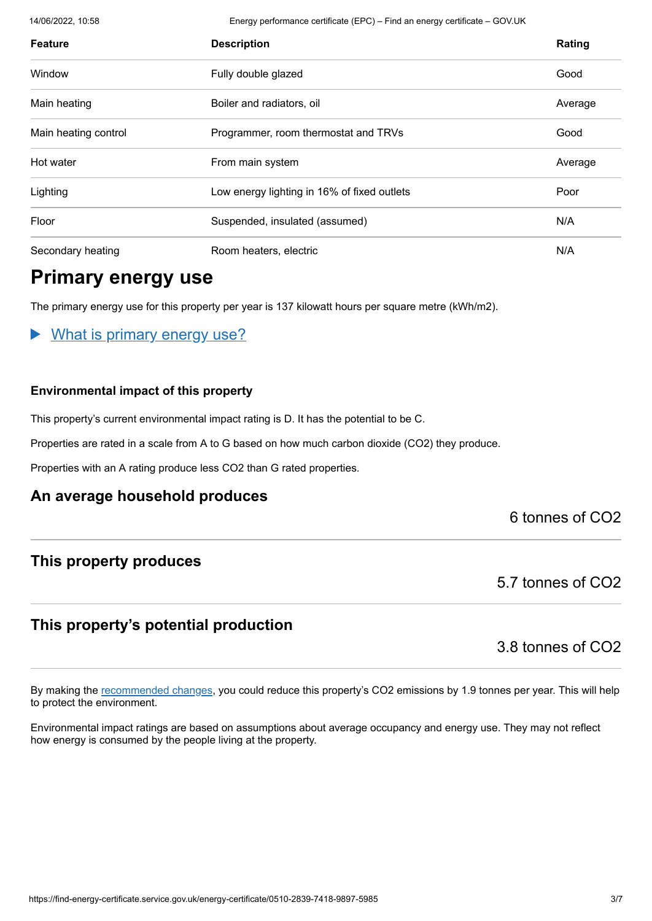| Feature | Description | Rating |
| --- | --- | --- |
| Window | Fully double glazed | Good |
| Main heating | Boiler and radiators, oil | Average |
| Main heating control | Programmer, room thermostat and TRVs | Good |
| Hot water | From main system | Average |
| Lighting | Low energy lighting in 16% of fixed outlets | Poor |
| Floor | Suspended, insulated (assumed) | N/A |
| Secondary heating | Room heaters, electric | N/A |

# Primary energy use

The primary energy use for this property per year is 137 kilowatt hours per square metre (kWh/m2).

▶ What is primary energy use?

### Environmental impact of this property

This property's current environmental impact rating is D. It has the potential to be C.

Properties are rated in a scale from A to G based on how much carbon dioxide ($CO_2$) they produce.

Properties with an A rating produce less $CO_2$ than G rated properties.

## An average household produces

6 tonnes of $CO_2$

## This property produces

5.7 tonnes of $CO_2$

## This property's potential production

3.8 tonnes of $CO_2$

By making the recommended changes, you could reduce this property's $CO_2$ emissions by 1.9 tonnes per year. This will help to protect the environment.

Environmental impact ratings are based on assumptions about average occupancy and energy use. They may not reflect how energy is consumed by the people living at the property.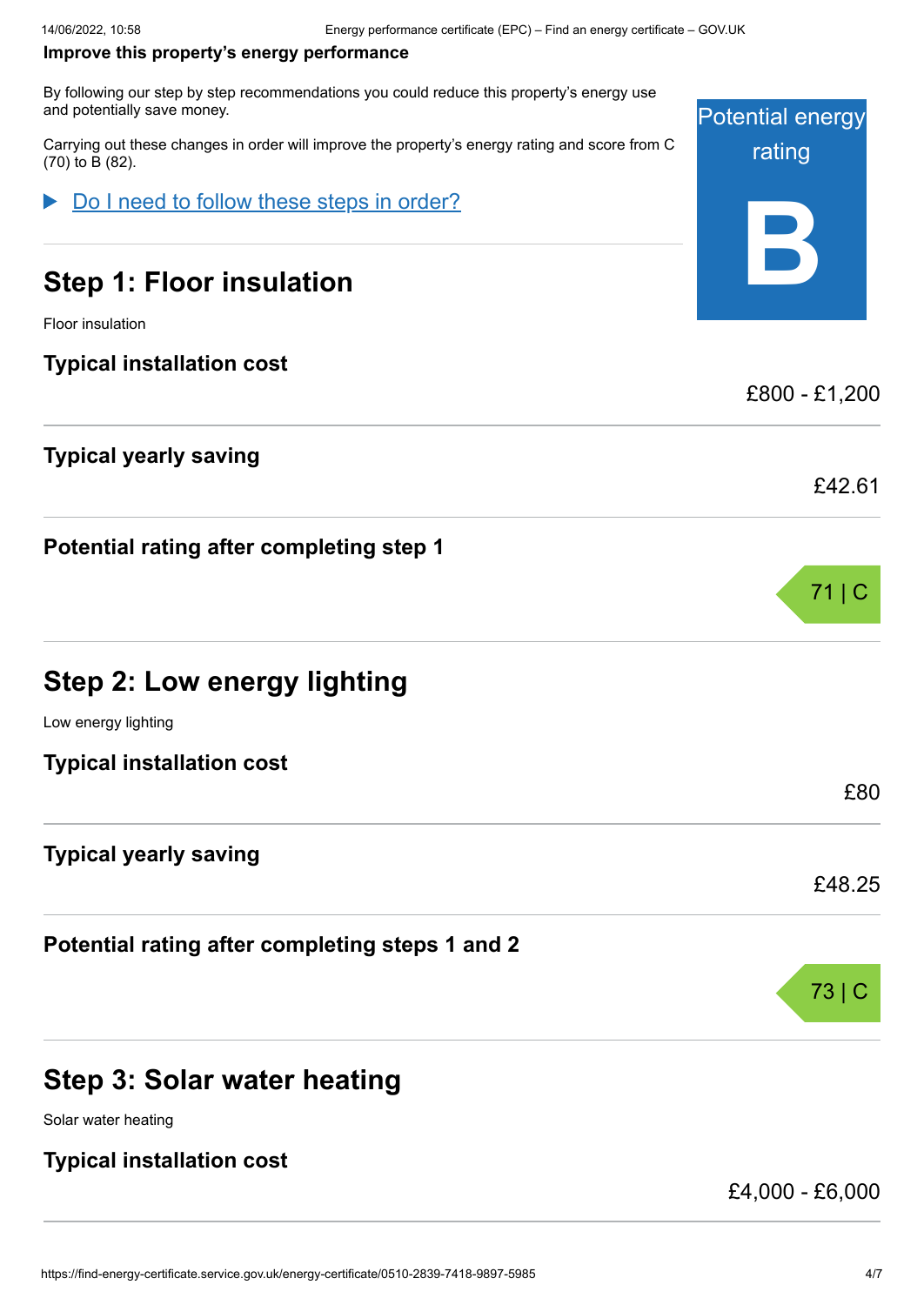**Improve this property's energy performance**

By following our step by step recommendations you could reduce this property's energy use and potentially save money.

Carrying out these changes in order will improve the property's energy rating and score from C (70) to B (82).

Potential energy rating

**B**

▶ Do I need to follow these steps in order?

## Step 1: Floor insulation

Floor insulation

**Typical installation cost**

£800 - £1,200

**Typical yearly saving**

£42.61

**Potential rating after completing step 1**

71 | C

## Step 2: Low energy lighting

Low energy lighting

**Typical installation cost**

£80

**Typical yearly saving**

£48.25

**Potential rating after completing steps 1 and 2**

73 | C

## Step 3: Solar water heating

Solar water heating

**Typical installation cost**

£4,000 - £6,000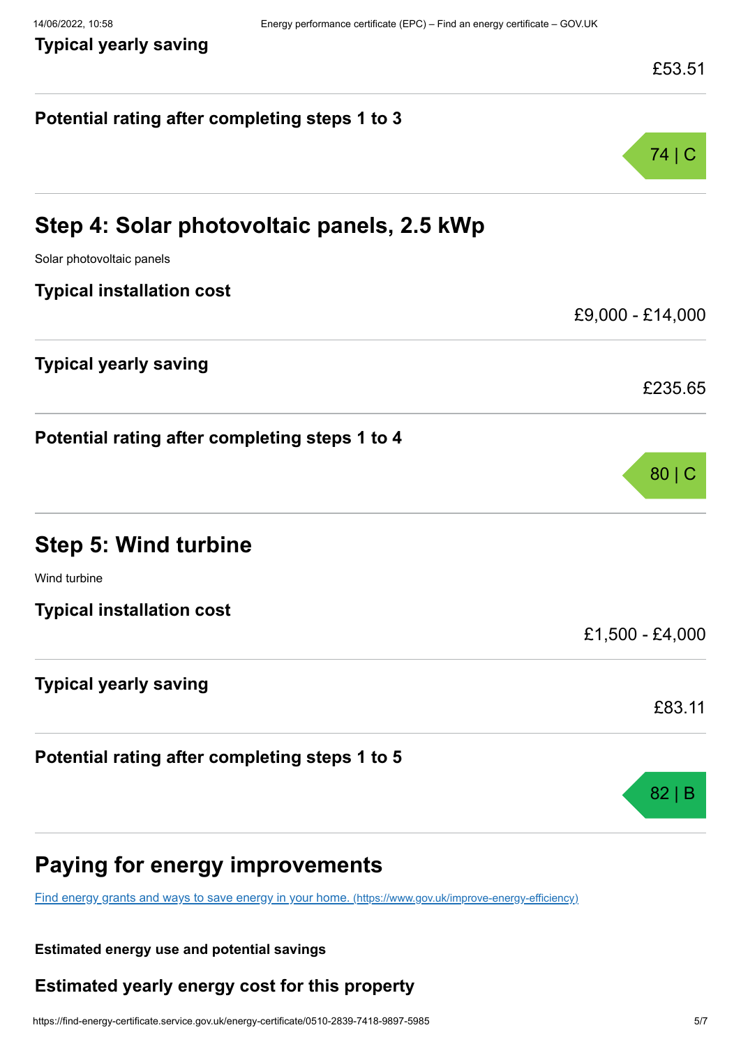**Typical yearly saving**

£53.51

**Potential rating after completing steps 1 to 3**

74 | C

## Step 4: Solar photovoltaic panels, 2.5 kWp

Solar photovoltaic panels

**Typical installation cost**

£9,000 - £14,000

**Typical yearly saving**

£235.65

**Potential rating after completing steps 1 to 4**

80 | C

## Step 5: Wind turbine

Wind turbine

**Typical installation cost**

£1,500 - £4,000

**Typical yearly saving**

£83.11

**Potential rating after completing steps 1 to 5**

82 | B

## Paying for energy improvements

[Find energy grants and ways to save energy in your home. (https://www.gov.uk/improve-energy-efficiency)](https://www.gov.uk/improve-energy-efficiency)

**Estimated energy use and potential savings**

### Estimated yearly energy cost for this property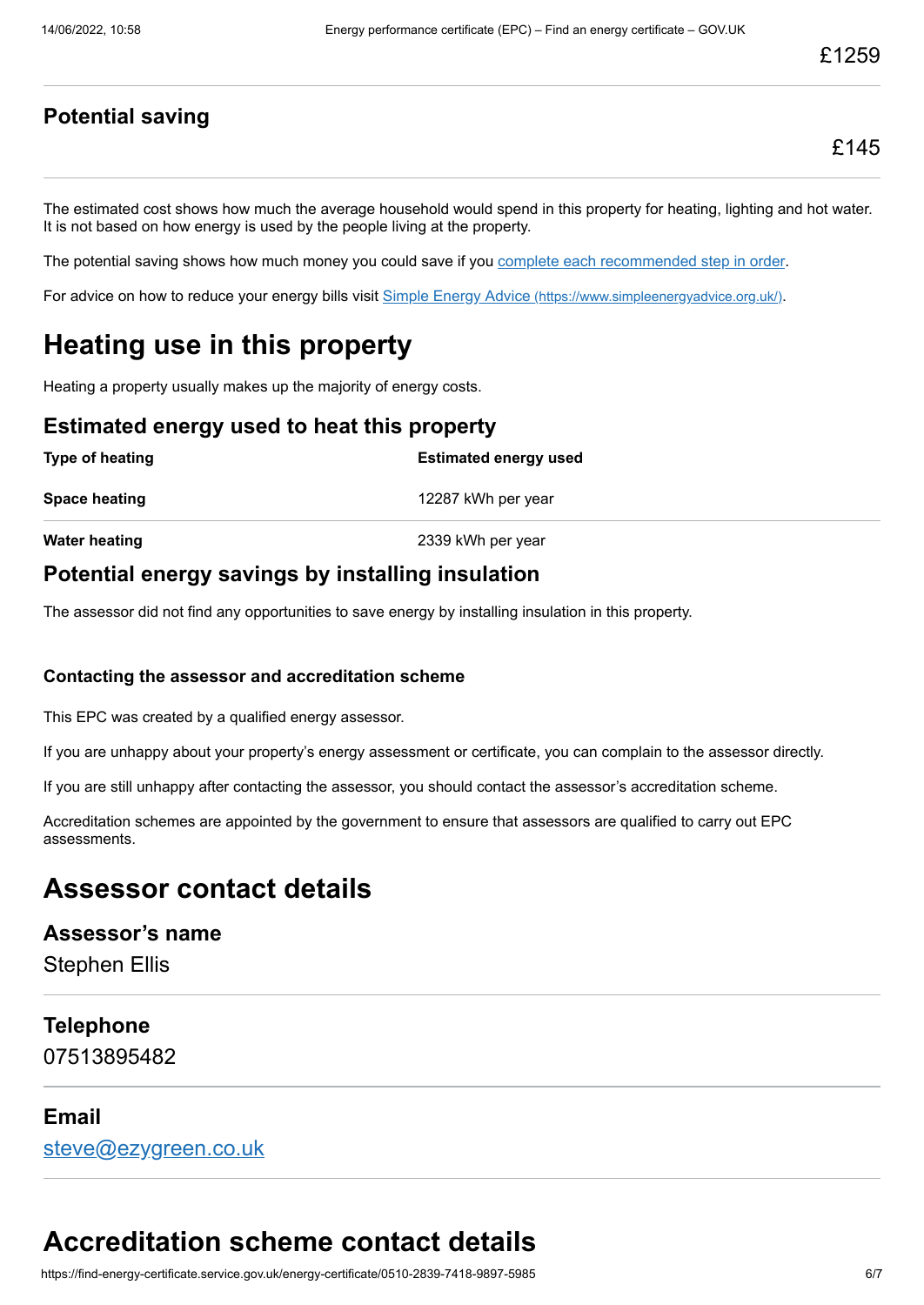£1259

### Potential saving

£145

The estimated cost shows how much the average household would spend in this property for heating, lighting and hot water. It is not based on how energy is used by the people living at the property.

The potential saving shows how much money you could save if you complete each recommended step in order.

For advice on how to reduce your energy bills visit Simple Energy Advice (https://www.simpleenergyadvice.org.uk/).

# Heating use in this property

Heating a property usually makes up the majority of energy costs.

### Estimated energy used to heat this property

| Type of heating | Estimated energy used |
| --- | --- |
| **Space heating** | 12287 kWh per year |
| **Water heating** | 2339 kWh per year |

### Potential energy savings by installing insulation

The assessor did not find any opportunities to save energy by installing insulation in this property.

#### Contacting the assessor and accreditation scheme

This EPC was created by a qualified energy assessor.

If you are unhappy about your property's energy assessment or certificate, you can complain to the assessor directly.

If you are still unhappy after contacting the assessor, you should contact the assessor's accreditation scheme.

Accreditation schemes are appointed by the government to ensure that assessors are qualified to carry out EPC assessments.

# Assessor contact details

### Assessor's name

Stephen Ellis

### Telephone

07513895482

### Email

steve@ezygreen.co.uk

# Accreditation scheme contact details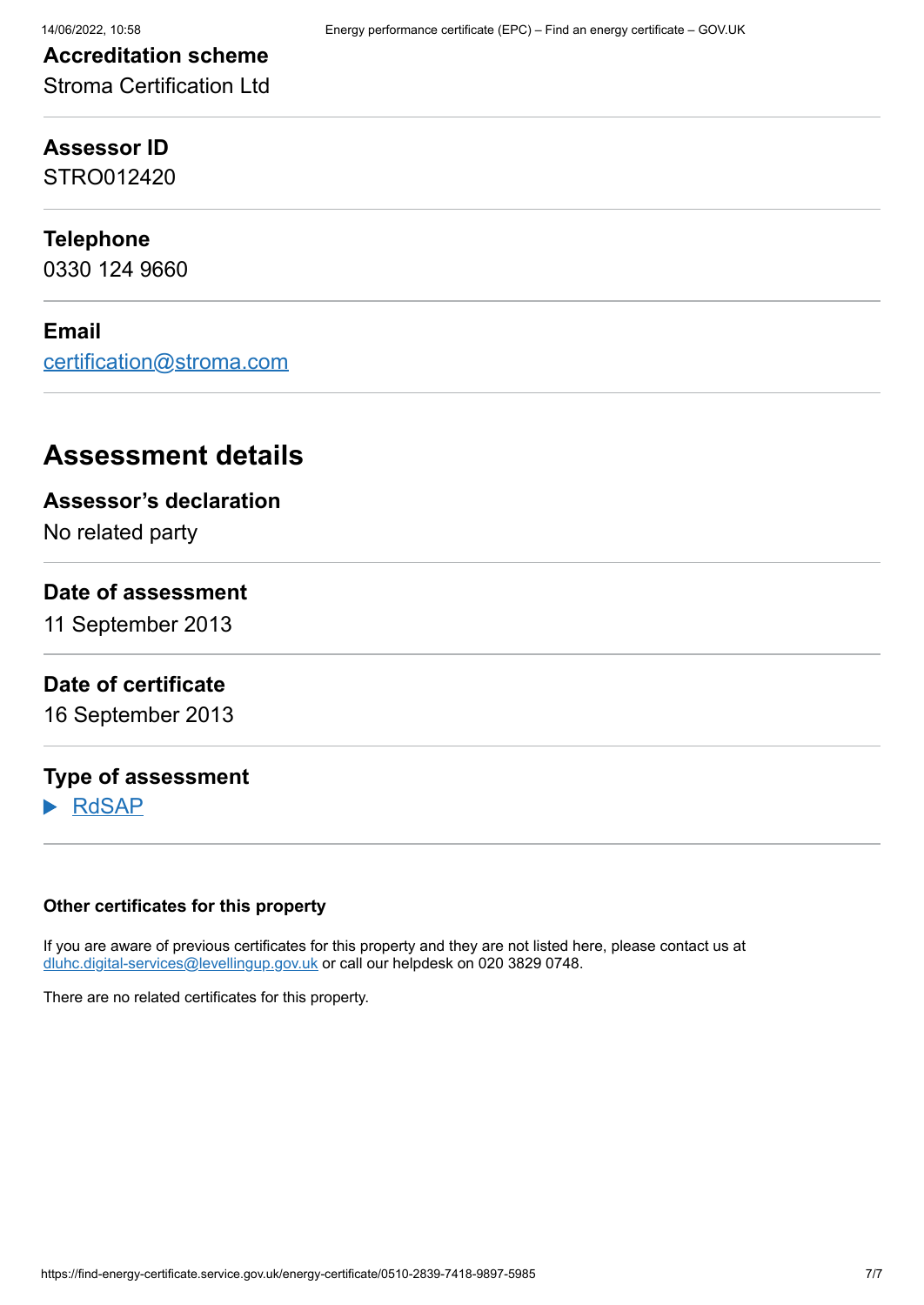### Accreditation scheme

Stroma Certification Ltd

### Assessor ID

STRO012420

### Telephone

0330 124 9660

### Email

certification@stroma.com

## Assessment details

### Assessor's declaration

No related party

### Date of assessment

11 September 2013

### Date of certificate

16 September 2013

### Type of assessment

▶ RdSAP

#### Other certificates for this property

If you are aware of previous certificates for this property and they are not listed here, please contact us at dluhc.digital-services@levellingup.gov.uk or call our helpdesk on 020 3829 0748.

There are no related certificates for this property.